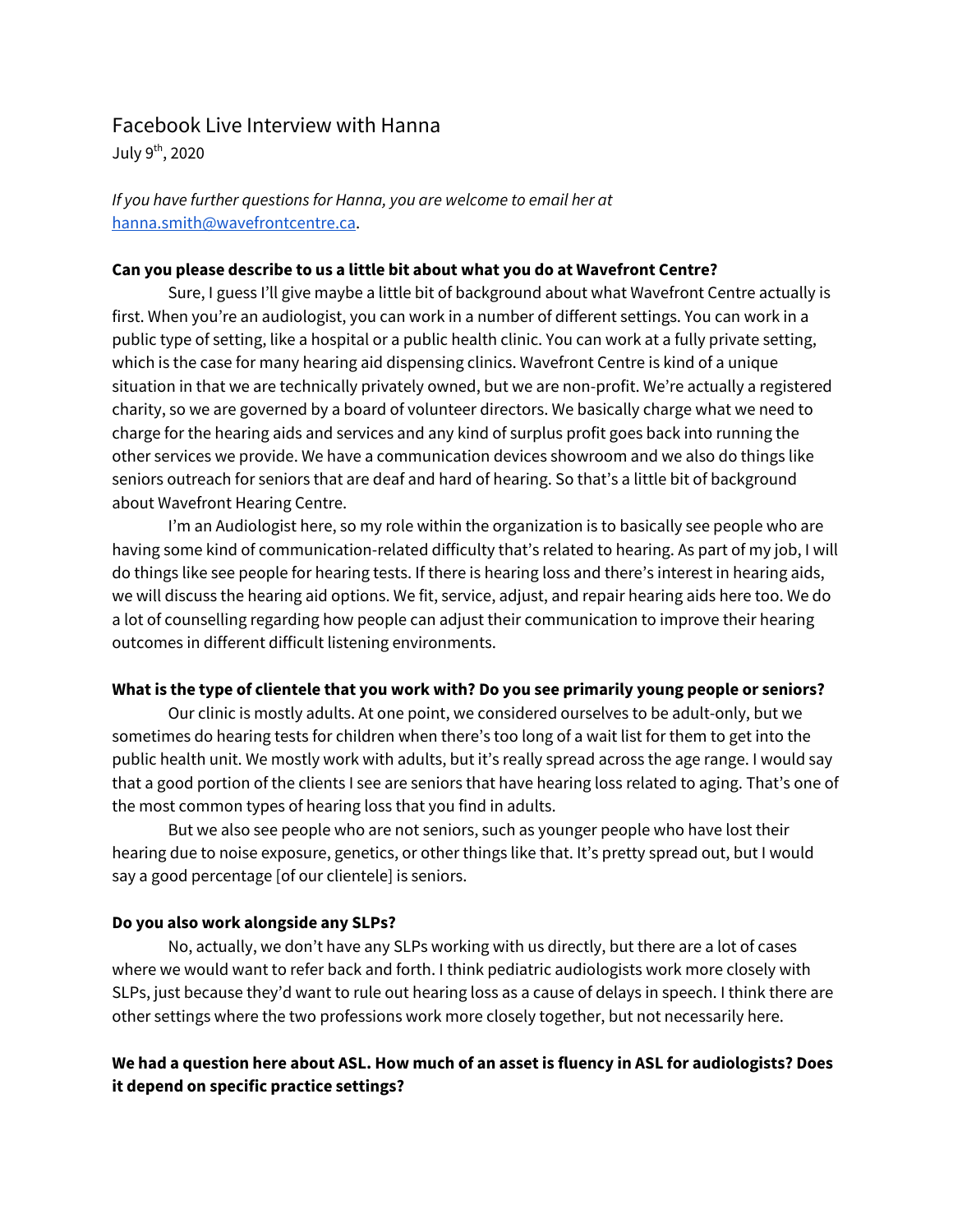# Facebook Live Interview with Hanna

July 9th, 2020

*If you have further questions for Hanna, you are welcome to email her at* [hanna.smith@wavefrontcentre.ca](mailto:hanna.smith@wavefrontcentre.ca).

**Can you please describe to us a little bit about what you do at Wavefront Centre?**

Sure, I guess I'll give maybe a little bit of background about what Wavefront Centre actually is first. When you're an audiologist, you can work in a number of different settings. You can work in a public type of setting, like a hospital or a public health clinic. You can work at a fully private setting, which is the case for many hearing aid dispensing clinics. Wavefront Centre is kind of a unique situation in that we are technically privately owned, but we are non-profit. We're actually a registered charity, so we are governed by a board of volunteer directors. We basically charge what we need to charge for the hearing aids and services and any kind of surplus profit goes back into running the other services we provide. We have a communication devices showroom and we also do things like seniors outreach for seniors that are deaf and hard of hearing. So that's a little bit of background about Wavefront Hearing Centre.

I'm an Audiologist here, so my role within the organization is to basically see people who are having some kind of communication-related difficulty that's related to hearing. As part of my job, I will do things like see people for hearing tests. If there is hearing loss and there's interest in hearing aids, we will discuss the hearing aid options. We fit, service, adjust, and repair hearing aids here too. We do a lot of counselling regarding how people can adjust their communication to improve their hearing outcomes in different difficult listening environments.

**What is the type of clientele that you work with? Do you see primarily young people or seniors?**

Our clinic is mostly adults. At one point, we considered ourselves to be adult-only, but we sometimes do hearing tests for children when there's too long of a wait list for them to get into the public health unit. We mostly work with adults, but it's really spread across the age range. I would say that a good portion of the clients I see are seniors that have hearing loss related to aging. That's one of the most common types of hearing loss that you find in adults.

But we also see people who are not seniors, such as younger people who have lost their hearing due to noise exposure, genetics, or other things like that. It's pretty spread out, but I would say a good percentage [of our clientele] is seniors.

**Do you also work alongside any SLPs?**

No, actually, we don't have any SLPs working with us directly, but there are a lot of cases where we would want to refer back and forth. I think pediatric audiologists work more closely with SLPs, just because they'd want to rule out hearing loss as a cause of delays in speech. I think there are other settings where the two professions work more closely together, but not necessarily here.

**We had a question here about ASL. How much of an asset is fluency in ASL for audiologists? Does it depend on specific practice settings?**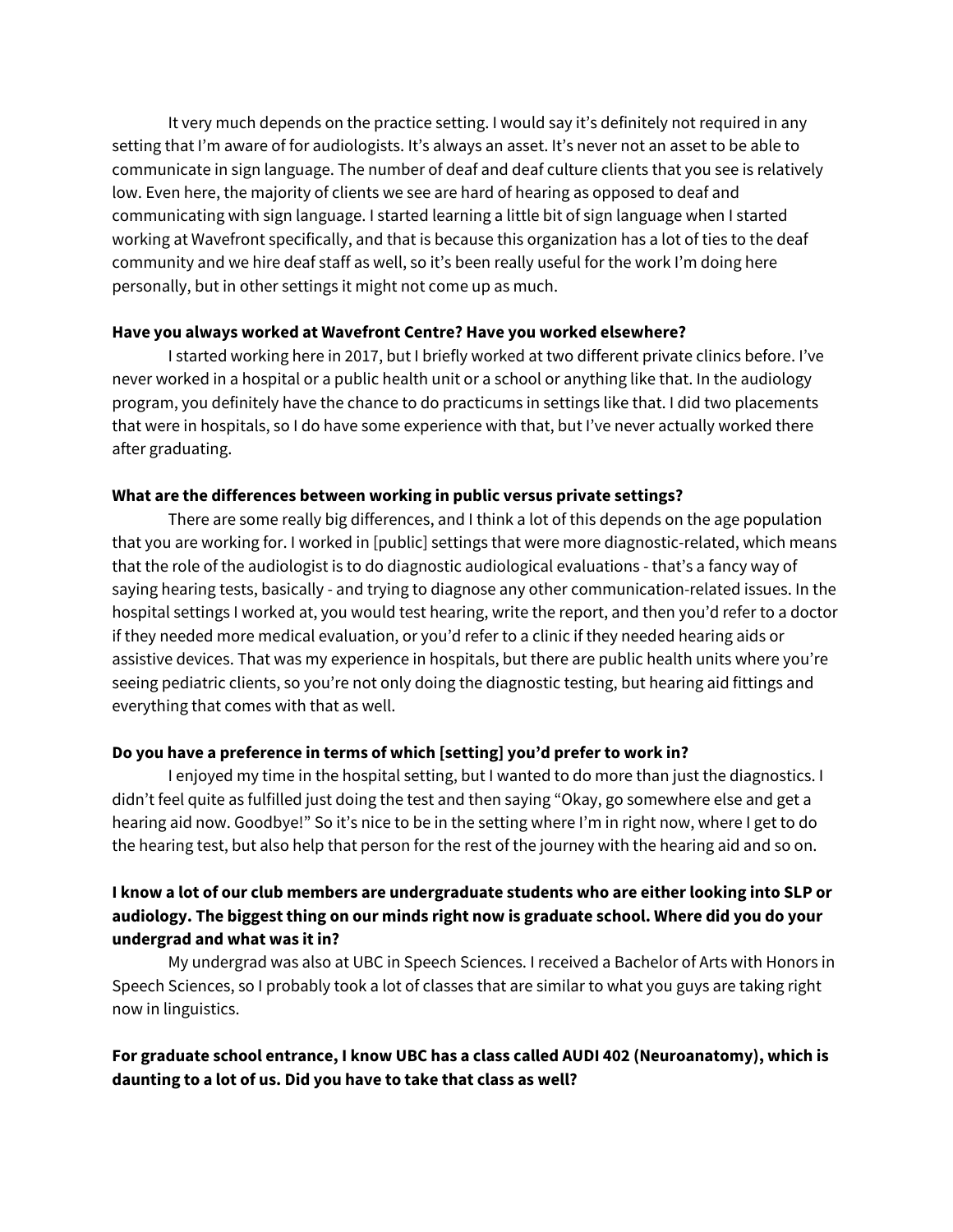It very much depends on the practice setting. I would say it's definitely not required in any setting that I'm aware of for audiologists. It's always an asset. It's never not an asset to be able to communicate in sign language. The number of deaf and deaf culture clients that you see is relatively low. Even here, the majority of clients we see are hard of hearing as opposed to deaf and communicating with sign language. I started learning a little bit of sign language when I started working at Wavefront specifically, and that is because this organization has a lot of ties to the deaf community and we hire deaf staff as well, so it's been really useful for the work I'm doing here personally, but in other settings it might not come up as much.

**Have you always worked at Wavefront Centre? Have you worked elsewhere?**

I started working here in 2017, but I briefly worked at two different private clinics before. I've never worked in a hospital or a public health unit or a school or anything like that. In the audiology program, you definitely have the chance to do practicums in settings like that. I did two placements that were in hospitals, so I do have some experience with that, but I've never actually worked there after graduating.

**What are the differences between working in public versus private settings?**

There are some really big differences, and I think a lot of this depends on the age population that you are working for. I worked in [public] settings that were more diagnostic-related, which means that the role of the audiologist is to do diagnostic audiological evaluations - that's a fancy way of saying hearing tests, basically - and trying to diagnose any other communication-related issues. In the hospital settings I worked at, you would test hearing, write the report, and then you'd refer to a doctor if they needed more medical evaluation, or you'd refer to a clinic if they needed hearing aids or assistive devices. That was my experience in hospitals, but there are public health units where you're seeing pediatric clients, so you're not only doing the diagnostic testing, but hearing aid fittings and everything that comes with that as well.

**Do you have a preference in terms of which [setting] you'd prefer to work in?**

I enjoyed my time in the hospital setting, but I wanted to do more than just the diagnostics. I didn't feel quite as fulfilled just doing the test and then saying "Okay, go somewhere else and get a hearing aid now. Goodbye!" So it's nice to be in the setting where I'm in right now, where I get to do the hearing test, but also help that person for the rest of the journey with the hearing aid and so on.

**I know a lot of our club members are undergraduate students who are either looking into SLP or audiology. The biggest thing on our minds right now is graduate school. Where did you do your undergrad and what was it in?**

My undergrad was also at UBC in Speech Sciences. I received a Bachelor of Arts with Honors in Speech Sciences, so I probably took a lot of classes that are similar to what you guys are taking right now in linguistics.

**For graduate school entrance, I know UBC has a class called AUDI 402 (Neuroanatomy), which is daunting to a lot of us. Did you have to take that class as well?**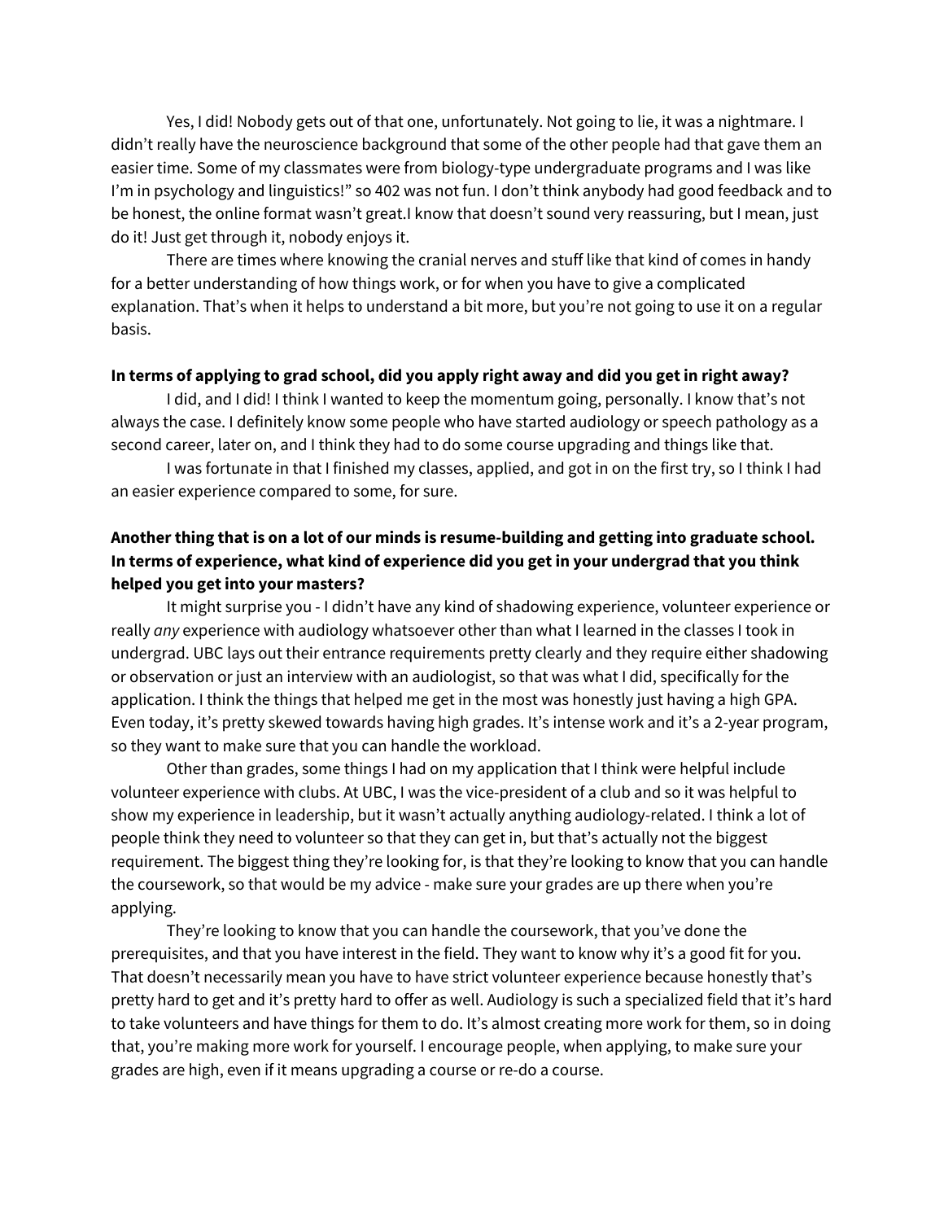Yes, I did! Nobody gets out of that one, unfortunately. Not going to lie, it was a nightmare. I didn't really have the neuroscience background that some of the other people had that gave them an easier time. Some of my classmates were from biology-type undergraduate programs and I was like I'm in psychology and linguistics!" so 402 was not fun. I don't think anybody had good feedback and to be honest, the online format wasn't great.I know that doesn't sound very reassuring, but I mean, just do it! Just get through it, nobody enjoys it.

There are times where knowing the cranial nerves and stuff like that kind of comes in handy for a better understanding of how things work, or for when you have to give a complicated explanation. That's when it helps to understand a bit more, but you're not going to use it on a regular basis.

**In terms of applying to grad school, did you apply right away and did you get in right away?**

I did, and I did! I think I wanted to keep the momentum going, personally. I know that's not always the case. I definitely know some people who have started audiology or speech pathology as a second career, later on, and I think they had to do some course upgrading and things like that.

I was fortunate in that I finished my classes, applied, and got in on the first try, so I think I had an easier experience compared to some, for sure.

**Another thing that is on a lot of our minds is resume-building and getting into graduate school. In terms of experience, what kind of experience did you get in your undergrad that you think helped you get into your masters?**

It might surprise you - I didn't have any kind of shadowing experience, volunteer experience or really *any* experience with audiology whatsoever other than what I learned in the classes I took in undergrad. UBC lays out their entrance requirements pretty clearly and they require either shadowing or observation or just an interview with an audiologist, so that was what I did, specifically for the application. I think the things that helped me get in the most was honestly just having a high GPA. Even today, it's pretty skewed towards having high grades. It's intense work and it's a 2-year program, so they want to make sure that you can handle the workload.

Other than grades, some things I had on my application that I think were helpful include volunteer experience with clubs. At UBC, I was the vice-president of a club and so it was helpful to show my experience in leadership, but it wasn't actually anything audiology-related. I think a lot of people think they need to volunteer so that they can get in, but that's actually not the biggest requirement. The biggest thing they're looking for, is that they're looking to know that you can handle the coursework, so that would be my advice - make sure your grades are up there when you're applying.

They're looking to know that you can handle the coursework, that you've done the prerequisites, and that you have interest in the field. They want to know why it's a good fit for you. That doesn't necessarily mean you have to have strict volunteer experience because honestly that's pretty hard to get and it's pretty hard to offer as well. Audiology is such a specialized field that it's hard to take volunteers and have things for them to do. It's almost creating more work for them, so in doing that, you're making more work for yourself. I encourage people, when applying, to make sure your grades are high, even if it means upgrading a course or re-do a course.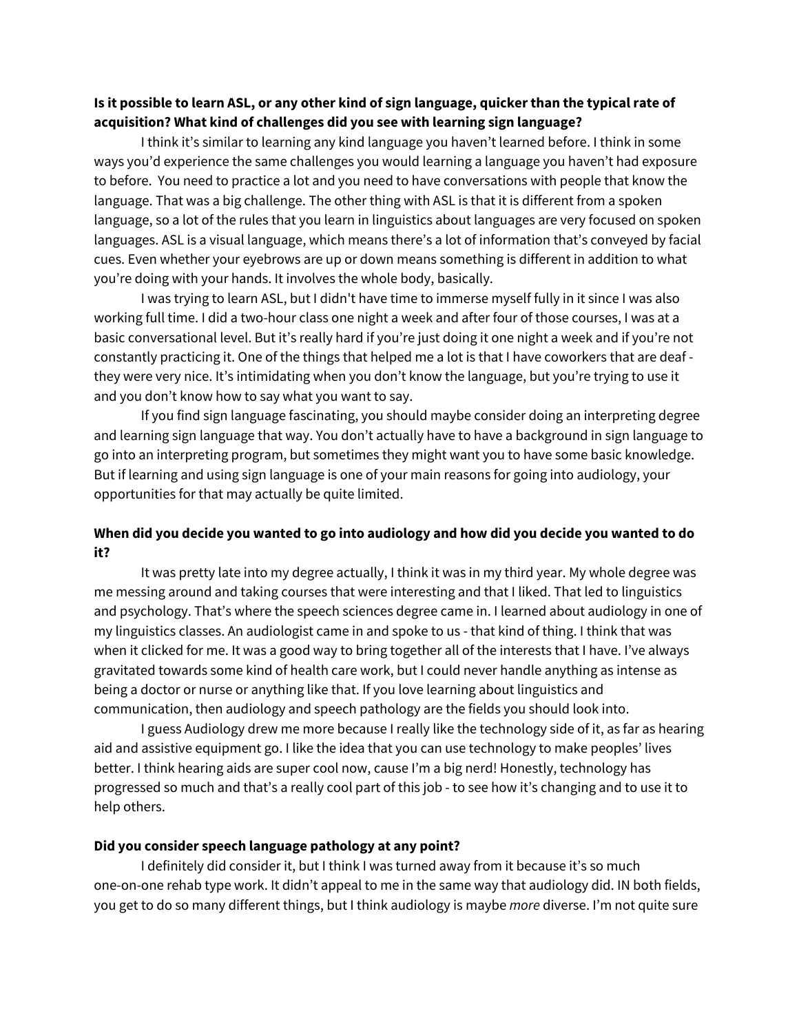**Is it possible to learn ASL, or any other kind of sign language, quicker than the typical rate of acquisition? What kind of challenges did you see with learning sign language?**

I think it's similar to learning any kind language you haven't learned before. I think in some ways you'd experience the same challenges you would learning a language you haven't had exposure to before. You need to practice a lot and you need to have conversations with people that know the language. That was a big challenge. The other thing with ASL is that it is different from a spoken language, so a lot of the rules that you learn in linguistics about languages are very focused on spoken languages. ASL is a visual language, which means there's a lot of information that's conveyed by facial cues. Even whether your eyebrows are up or down means something is different in addition to what you're doing with your hands. It involves the whole body, basically.

I was trying to learn ASL, but I didn't have time to immerse myself fully in it since I was also working full time. I did a two-hour class one night a week and after four of those courses, I was at a basic conversational level. But it's really hard if you're just doing it one night a week and if you're not constantly practicing it. One of the things that helped me a lot is that I have coworkers that are deaf - they were very nice. It's intimidating when you don't know the language, but you're trying to use it and you don't know how to say what you want to say.

If you find sign language fascinating, you should maybe consider doing an interpreting degree and learning sign language that way. You don't actually have to have a background in sign language to go into an interpreting program, but sometimes they might want you to have some basic knowledge. But if learning and using sign language is one of your main reasons for going into audiology, your opportunities for that may actually be quite limited.

**When did you decide you wanted to go into audiology and how did you decide you wanted to do it?**

It was pretty late into my degree actually, I think it was in my third year. My whole degree was me messing around and taking courses that were interesting and that I liked. That led to linguistics and psychology. That's where the speech sciences degree came in. I learned about audiology in one of my linguistics classes. An audiologist came in and spoke to us - that kind of thing. I think that was when it clicked for me. It was a good way to bring together all of the interests that I have. I've always gravitated towards some kind of health care work, but I could never handle anything as intense as being a doctor or nurse or anything like that. If you love learning about linguistics and communication, then audiology and speech pathology are the fields you should look into.

I guess Audiology drew me more because I really like the technology side of it, as far as hearing aid and assistive equipment go. I like the idea that you can use technology to make peoples' lives better. I think hearing aids are super cool now, cause I'm a big nerd! Honestly, technology has progressed so much and that's a really cool part of this job - to see how it's changing and to use it to help others.

**Did you consider speech language pathology at any point?**

I definitely did consider it, but I think I was turned away from it because it's so much one-on-one rehab type work. It didn't appeal to me in the same way that audiology did. IN both fields, you get to do so many different things, but I think audiology is maybe *more* diverse. I'm not quite sure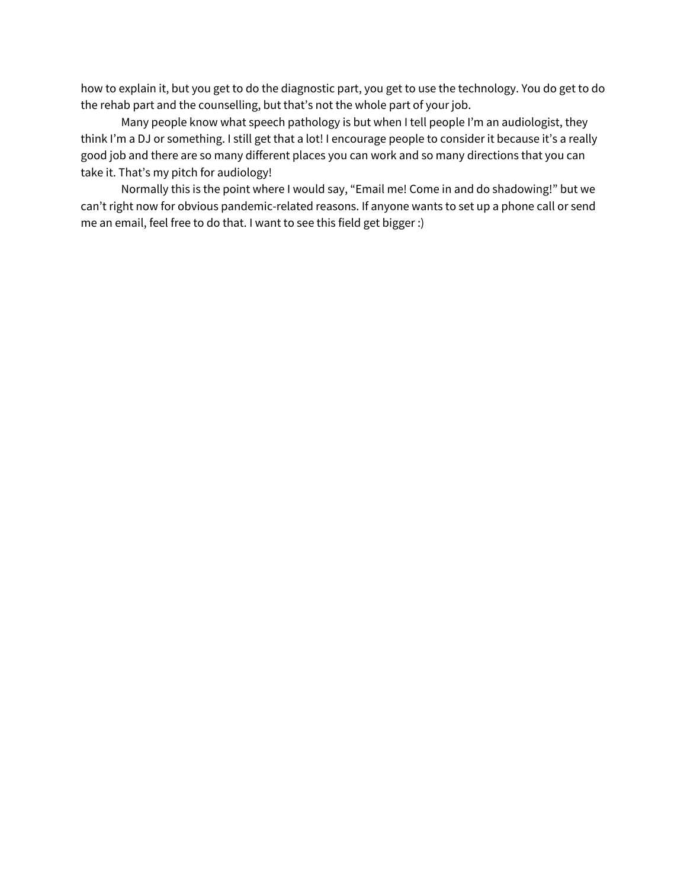how to explain it, but you get to do the diagnostic part, you get to use the technology. You do get to do the rehab part and the counselling, but that's not the whole part of your job.

Many people know what speech pathology is but when I tell people I'm an audiologist, they think I'm a DJ or something. I still get that a lot! I encourage people to consider it because it's a really good job and there are so many different places you can work and so many directions that you can take it. That's my pitch for audiology!

Normally this is the point where I would say, "Email me! Come in and do shadowing!" but we can't right now for obvious pandemic-related reasons. If anyone wants to set up a phone call or send me an email, feel free to do that. I want to see this field get bigger :)